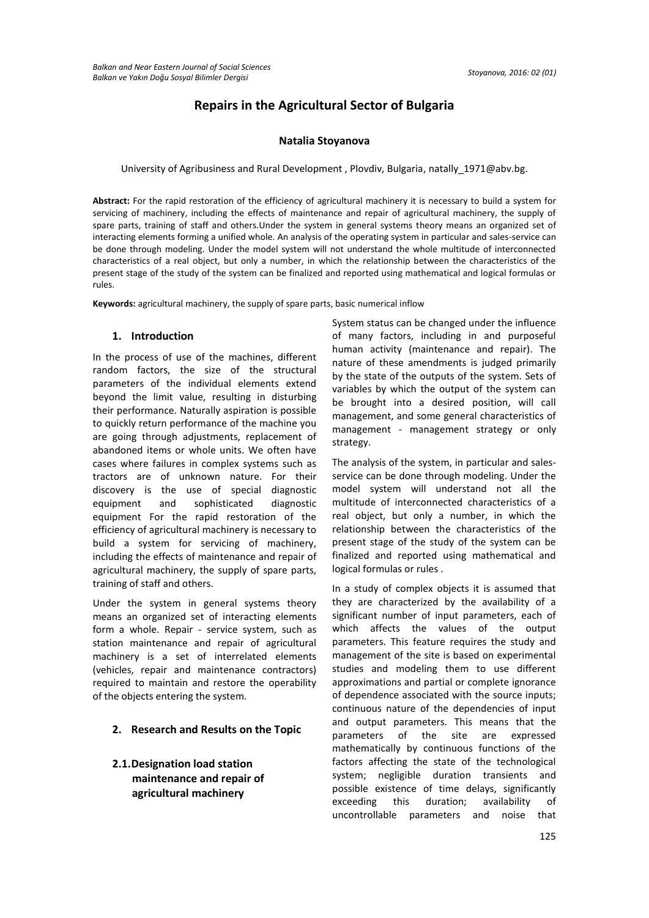# Repairs in the Agricultural Sector of Bulgaria

**Natalia Stoyanova**

University of Agribusiness and Rural Development , Plovdiv, Bulgaria, natally_1971@abv.bg.

**Abstract:** For the rapid restoration of the efficiency of agricultural machinery it is necessary to build a system for servicing of machinery, including the effects of maintenance and repair of agricultural machinery, the supply of spare parts, training of staff and others.Under the system in general systems theory means an organized set of interacting elements forming a unified whole. An analysis of the operating system in particular and sales-service can be done through modeling. Under the model system will not understand the whole multitude of interconnected characteristics of a real object, but only a number, in which the relationship between the characteristics of the present stage of the study of the system can be finalized and reported using mathematical and logical formulas or rules.

**Keywords:** agricultural machinery, the supply of spare parts, basic numerical inflow

## 1. Introduction

In the process of use of the machines, different random factors, the size of the structural parameters of the individual elements extend beyond the limit value, resulting in disturbing their performance. Naturally aspiration is possible to quickly return performance of the machine you are going through adjustments, replacement of abandoned items or whole units. We often have cases where failures in complex systems such as tractors are of unknown nature. For their discovery is the use of special diagnostic equipment and sophisticated diagnostic equipment For the rapid restoration of the efficiency of agricultural machinery is necessary to build a system for servicing of machinery, including the effects of maintenance and repair of agricultural machinery, the supply of spare parts, training of staff and others.

Under the system in general systems theory means an organized set of interacting elements form a whole. Repair - service system, such as station maintenance and repair of agricultural machinery is a set of interrelated elements (vehicles, repair and maintenance contractors) required to maintain and restore the operability of the objects entering the system.

## 2. Research and Results on the Topic

### 2.1. Designation load station maintenance and repair of agricultural machinery

System status can be changed under the influence of many factors, including in and purposeful human activity (maintenance and repair). The nature of these amendments is judged primarily by the state of the outputs of the system. Sets of variables by which the output of the system can be brought into a desired position, will call management, and some general characteristics of management - management strategy or only strategy.

The analysis of the system, in particular and sales-service can be done through modeling. Under the model system will understand not all the multitude of interconnected characteristics of a real object, but only a number, in which the relationship between the characteristics of the present stage of the study of the system can be finalized and reported using mathematical and logical formulas or rules .

In a study of complex objects it is assumed that they are characterized by the availability of a significant number of input parameters, each of which affects the values of the output parameters. This feature requires the study and management of the site is based on experimental studies and modeling them to use different approximations and partial or complete ignorance of dependence associated with the source inputs; continuous nature of the dependencies of input and output parameters. This means that the parameters of the site are expressed mathematically by continuous functions of the factors affecting the state of the technological system; negligible duration transients and possible existence of time delays, significantly exceeding this duration; availability of uncontrollable parameters and noise that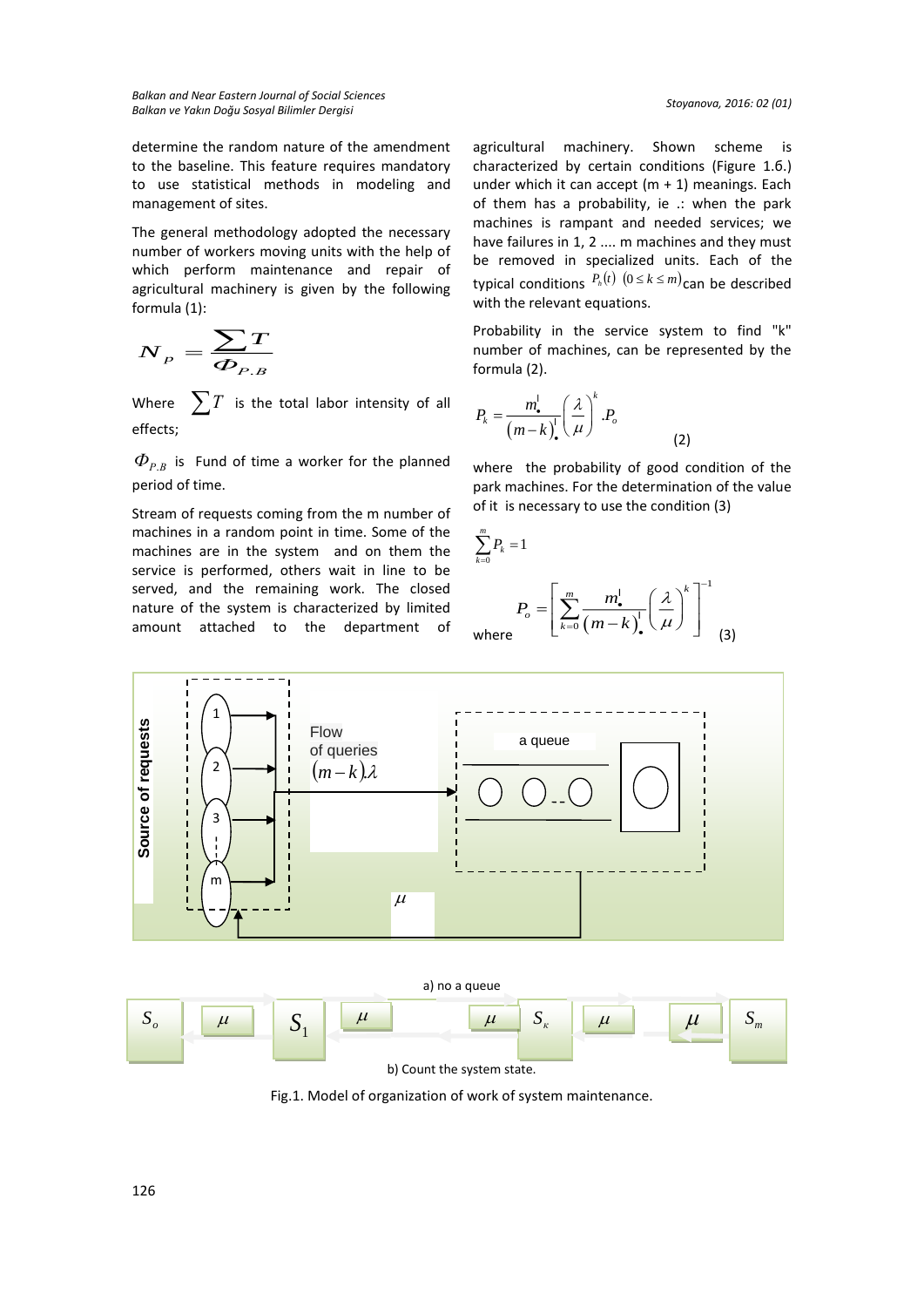determine the random nature of the amendment to the baseline. This feature requires mandatory to use statistical methods in modeling and management of sites.

The general methodology adopted the necessary number of workers moving units with the help of which perform maintenance and repair of agricultural machinery is given by the following formula (1):

$$N_P = \frac{\sum T}{\Phi_{P.B}}$$

Where $\sum T$ is the total labor intensity of all effects;

$\Phi_{P.B}$ is Fund of time a worker for the planned period of time.

Stream of requests coming from the m number of machines in a random point in time. Some of the machines are in the system and on them the service is performed, others wait in line to be served, and the remaining work. The closed nature of the system is characterized by limited amount attached to the department of agricultural machinery. Shown scheme is characterized by certain conditions (Figure 1.6.) under which it can accept (m + 1) meanings. Each of them has a probability, ie .: when the park machines is rampant and needed services; we have failures in 1, 2 .... m machines and they must be removed in specialized units. Each of the typical conditions $P_k(t)$ $(0 \le k \le m)$ can be described with the relevant equations.

Probability in the service system to find "k" number of machines, can be represented by the formula (2).

$$P_k = \frac{m!}{(m-k)!}\left(\frac{\lambda}{\mu}\right)^k .P_o \quad (2)$$

where the probability of good condition of the park machines. For the determination of the value of it is necessary to use the condition (3)

$$\sum_{k=0}^{m} P_k = 1$$

where $$P_o = \left[\sum_{k=0}^{m} \frac{m!}{(m-k)!}\left(\frac{\lambda}{\mu}\right)^k\right]^{-1} \quad (3)$$

Source of requests

Flow of queries $(m-k)\lambda$

a queue

a) no a queue

b) Count the system state.

Fig.1. Model of organization of work of system maintenance.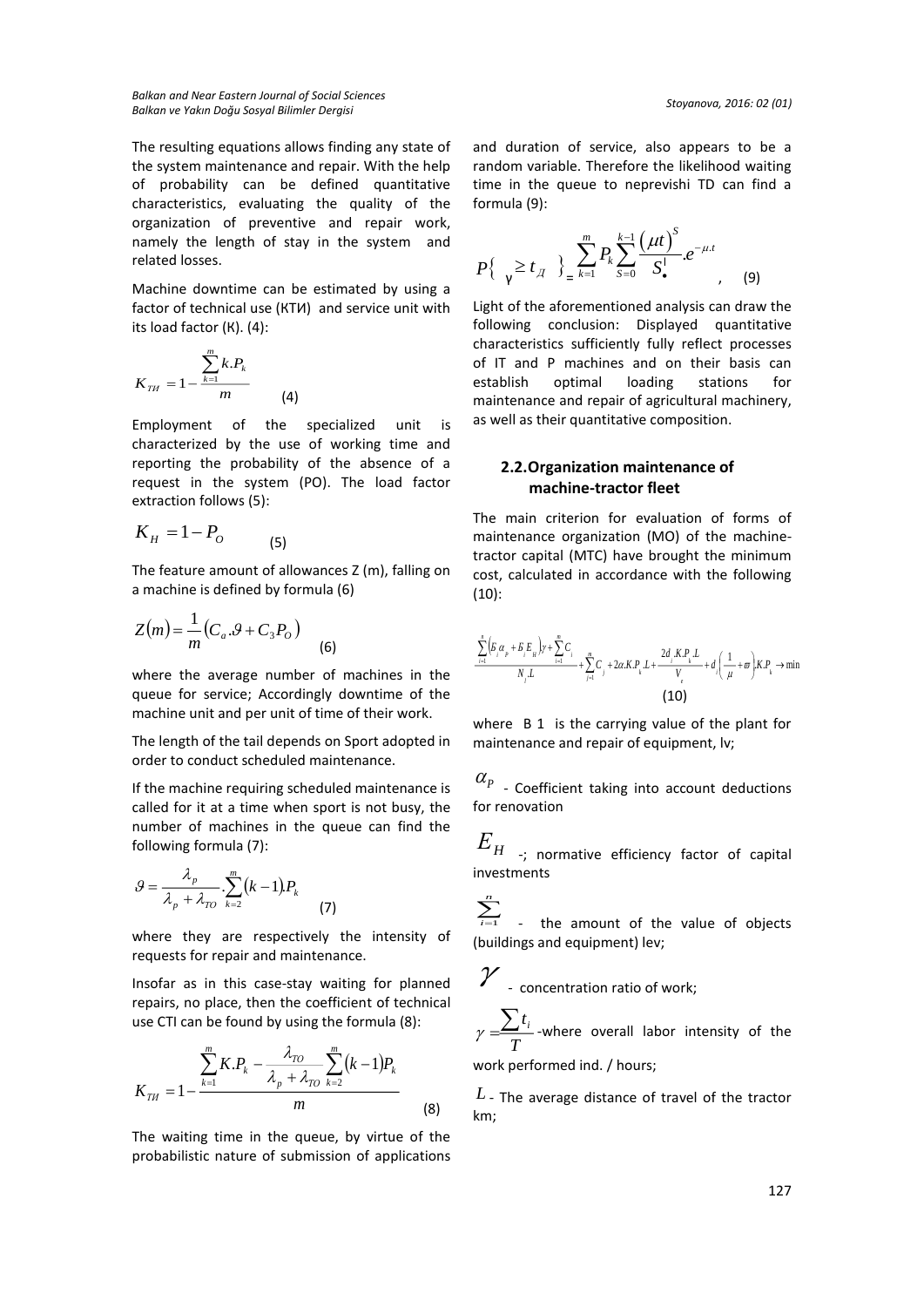The resulting equations allows finding any state of the system maintenance and repair. With the help of probability can be defined quantitative characteristics, evaluating the quality of the organization of preventive and repair work, namely the length of stay in the system and related losses.

Machine downtime can be estimated by using a factor of technical use (КТИ) and service unit with its load factor (К). (4):

$$K_{ТИ} = 1 - \frac{\sum_{k=1}^{m} k.P_k}{m} \quad (4)$$

Employment of the specialized unit is characterized by the use of working time and reporting the probability of the absence of a request in the system (PO). The load factor extraction follows (5):

$$K_H = 1 - P_O \quad (5)$$

The feature amount of allowances Z (m), falling on a machine is defined by formula (6)

$$Z(m) = \frac{1}{m}\left(C_a.\vartheta + C_3 P_O\right) \quad (6)$$

where the average number of machines in the queue for service; Accordingly downtime of the machine unit and per unit of time of their work.

The length of the tail depends on Sport adopted in order to conduct scheduled maintenance.

If the machine requiring scheduled maintenance is called for it at a time when sport is not busy, the number of machines in the queue can find the following formula (7):

$$\vartheta = \frac{\lambda_p}{\lambda_p + \lambda_{TO}} \cdot \sum_{k=2}^{m} (k-1).P_k \quad (7)$$

where they are respectively the intensity of requests for repair and maintenance.

Insofar as in this case-stay waiting for planned repairs, no place, then the coefficient of technical use CTI can be found by using the formula (8):

$$K_{ТИ} = 1 - \frac{\sum_{k=1}^{m} K.P_k - \frac{\lambda_{TO}}{\lambda_p + \lambda_{TO}} \sum_{k=2}^{m} (k-1) P_k}{m} \quad (8)$$

The waiting time in the queue, by virtue of the probabilistic nature of submission of applications and duration of service, also appears to be a random variable. Therefore the likelihood waiting time in the queue to neprevishi TD can find a formula (9):

$$P\{\gamma \geq t_Д\} = \sum_{k=1}^{m} P_k \sum_{S=0}^{k-1} \frac{(\mu t)^S}{S!} . e^{-\mu . t} \quad , \quad (9)$$

Light of the aforementioned analysis can draw the following conclusion: Displayed quantitative characteristics sufficiently fully reflect processes of IT and P machines and on their basis can establish optimal loading stations for maintenance and repair of agricultural machinery, as well as their quantitative composition.

## 2.2. Organization maintenance of machine-tractor fleet

The main criterion for evaluation of forms of maintenance organization (MO) of the machine-tractor capital (MTC) have brought the minimum cost, calculated in accordance with the following (10):

$$\frac{\sum_{i=1}^{n}\left(Б_j \alpha_p + Б_j E_H\right)\gamma + \sum_{i=1}^{m} C_i}{N_j . L} + \sum_{j=1}^{m} C_j + 2\alpha . K . P_k . L + \frac{2d_j . K . P_k . L}{V_e} + d_j\left(\frac{1}{\mu} + \varpi\right) . K . P_k \rightarrow \min$$

(10)

where B 1 is the carrying value of the plant for maintenance and repair of equipment, lv;

$\alpha_P$ - Coefficient taking into account deductions for renovation

$E_H$ -; normative efficiency factor of capital investments

$\sum_{i=1}^{n}$ - the amount of the value of objects (buildings and equipment) lev;

$\gamma$ - concentration ratio of work;

$\gamma = \frac{\sum t_i}{T}$ -where overall labor intensity of the work performed ind. / hours;

$L$ - The average distance of travel of the tractor km;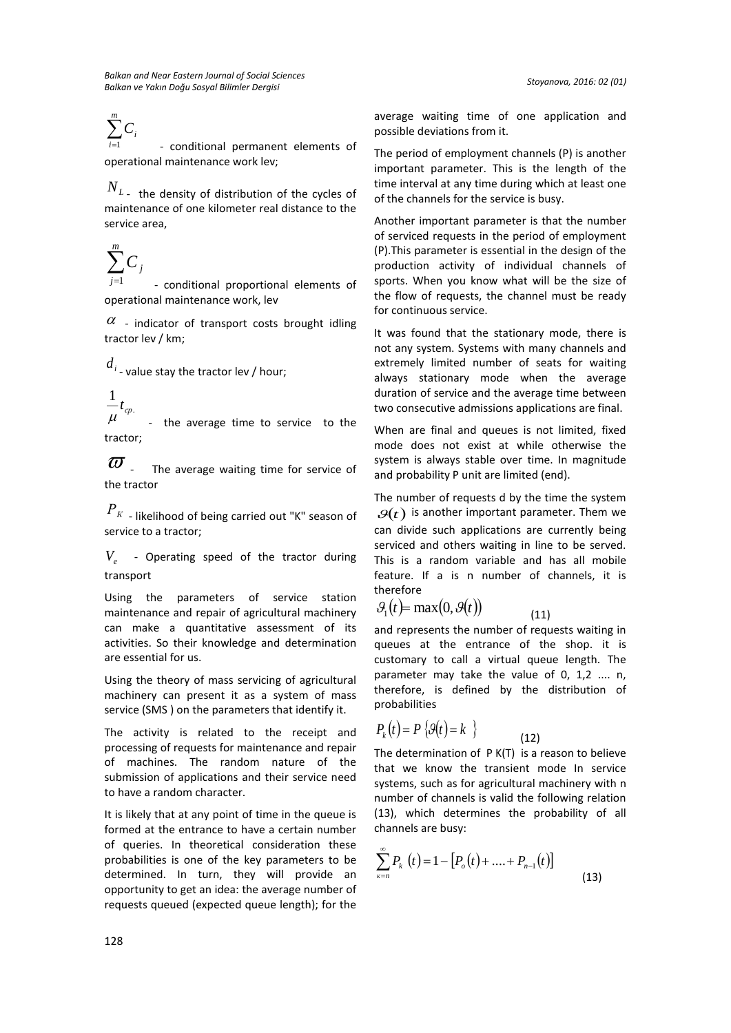$\sum_{i=1}^{m} C_i$ - conditional permanent elements of operational maintenance work lev;

$N_L$ - the density of distribution of the cycles of maintenance of one kilometer real distance to the service area,

$\sum_{j=1}^{m} C_j$ - conditional proportional elements of operational maintenance work, lev

$\alpha$ - indicator of transport costs brought idling tractor lev / km;

$d_i$ - value stay the tractor lev / hour;

$\frac{1}{\mu} t_{cp.}$ - the average time to service to the tractor;

$\varpi$ - The average waiting time for service of the tractor

$P_K$ - likelihood of being carried out "K" season of service to a tractor;

$V_e$ - Operating speed of the tractor during transport

Using the parameters of service station maintenance and repair of agricultural machinery can make a quantitative assessment of its activities. So their knowledge and determination are essential for us.

Using the theory of mass servicing of agricultural machinery can present it as a system of mass service (SMS ) on the parameters that identify it.

The activity is related to the receipt and processing of requests for maintenance and repair of machines. The random nature of the submission of applications and their service need to have a random character.

It is likely that at any point of time in the queue is formed at the entrance to have a certain number of queries. In theoretical consideration these probabilities is one of the key parameters to be determined. In turn, they will provide an opportunity to get an idea: the average number of requests queued (expected queue length); for the average waiting time of one application and possible deviations from it.

The period of employment channels (P) is another important parameter. This is the length of the time interval at any time during which at least one of the channels for the service is busy.

Another important parameter is that the number of serviced requests in the period of employment (P).This parameter is essential in the design of the production activity of individual channels of sports. When you know what will be the size of the flow of requests, the channel must be ready for continuous service.

It was found that the stationary mode, there is not any system. Systems with many channels and extremely limited number of seats for waiting always stationary mode when the average duration of service and the average time between two consecutive admissions applications are final.

When are final and queues is not limited, fixed mode does not exist at while otherwise the system is always stable over time. In magnitude and probability P unit are limited (end).

The number of requests d by the time the system $\vartheta(t)$ is another important parameter. Them we can divide such applications are currently being serviced and others waiting in line to be served. This is a random variable and has all mobile feature. If a is n number of channels, it is therefore

$$\vartheta_1(t) = \max(0, \vartheta(t)) \tag{11}$$

and represents the number of requests waiting in queues at the entrance of the shop. it is customary to call a virtual queue length. The parameter may take the value of 0, 1,2 .... n, therefore, is defined by the distribution of probabilities

$$P_k(t) = P\{\vartheta(t) = k\} \tag{12}$$

The determination of P K(T) is a reason to believe that we know the transient mode In service systems, such as for agricultural machinery with n number of channels is valid the following relation (13), which determines the probability of all channels are busy:

$$\sum_{\kappa=n}^{\infty} P_k(t) = 1 - \left[P_o(t) + .... + P_{n-1}(t)\right] \tag{13}$$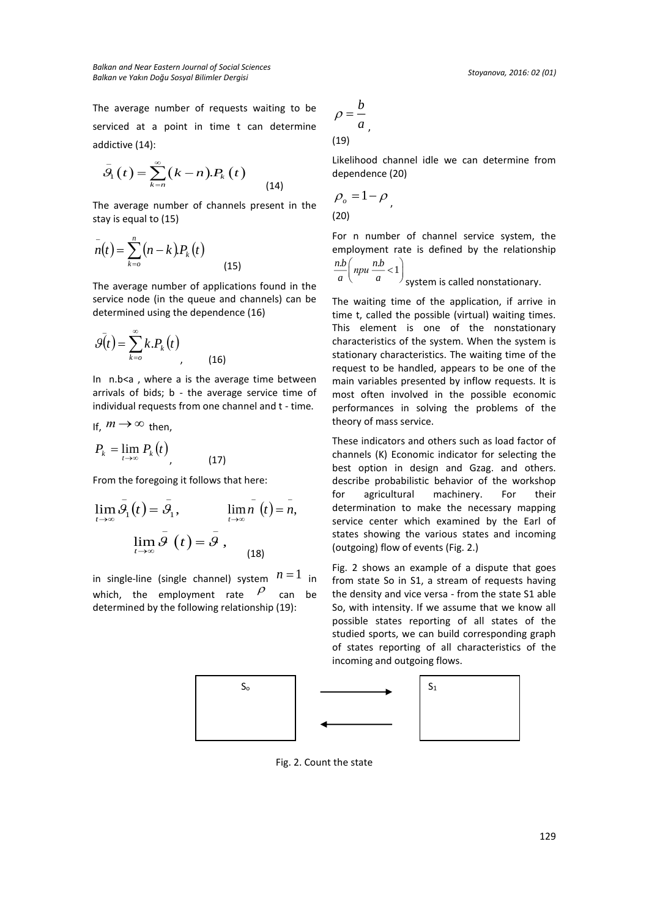The average number of requests waiting to be serviced at a point in time t can determine addictive (14):

$$\bar{\vartheta}_1(t) = \sum_{k=n}^{\infty} (k-n).P_k(t) \qquad (14)$$

The average number of channels present in the stay is equal to (15)

$$\bar{n}(t) = \sum_{k=o}^{n} (n-k).P_k(t) \qquad (15)$$

The average number of applications found in the service node (in the queue and channels) can be determined using the dependence (16)

$$\bar{\vartheta}(t) = \sum_{k=o}^{\infty} k.P_k(t) \qquad (16)$$

In n.b<a , where a is the average time between arrivals of bids; b - the average service time of individual requests from one channel and t - time.

If, $m \to \infty$ then,

$$P_k = \lim_{t\to\infty} P_k(t) \qquad (17)$$

From the foregoing it follows that here:

$$\lim_{t\to\infty} \bar{\vartheta}_1(t) = \bar{\vartheta}_1, \qquad \lim_{t\to\infty} \bar{n}(t) = \bar{n},$$

$$\lim_{t\to\infty} \bar{\vartheta}(t) = \bar{\vartheta}, \qquad (18)$$

in single-line (single channel) system $n=1$ in which, the employment rate $\rho$ can be determined by the following relationship (19):

$$\rho = \frac{b}{a}, \qquad (19)$$

Likelihood channel idle we can determine from dependence (20)

$$\rho_o = 1 - \rho, \qquad (20)$$

For n number of channel service system, the employment rate is defined by the relationship $\frac{n.b}{a}\left(npu\ \frac{n.b}{a} < 1\right)$ system is called nonstationary.

The waiting time of the application, if arrive in time t, called the possible (virtual) waiting times. This element is one of the nonstationary characteristics of the system. When the system is stationary characteristics. The waiting time of the request to be handled, appears to be one of the main variables presented by inflow requests. It is most often involved in the possible economic performances in solving the problems of the theory of mass service.

These indicators and others such as load factor of channels (K) Economic indicator for selecting the best option in design and Gzag. and others. describe probabilistic behavior of the workshop for agricultural machinery. For their determination to make the necessary mapping service center which examined by the Earl of states showing the various states and incoming (outgoing) flow of events (Fig. 2.)

Fig. 2 shows an example of a dispute that goes from state So in S1, a stream of requests having the density and vice versa - from the state S1 able So, with intensity. If we assume that we know all possible states reporting of all states of the studied sports, we can build corresponding graph of states reporting of all characteristics of the incoming and outgoing flows.

| $S_o$ | ⟶ / ⟵ | $S_1$ |
|---|---|---|

Fig. 2. Count the state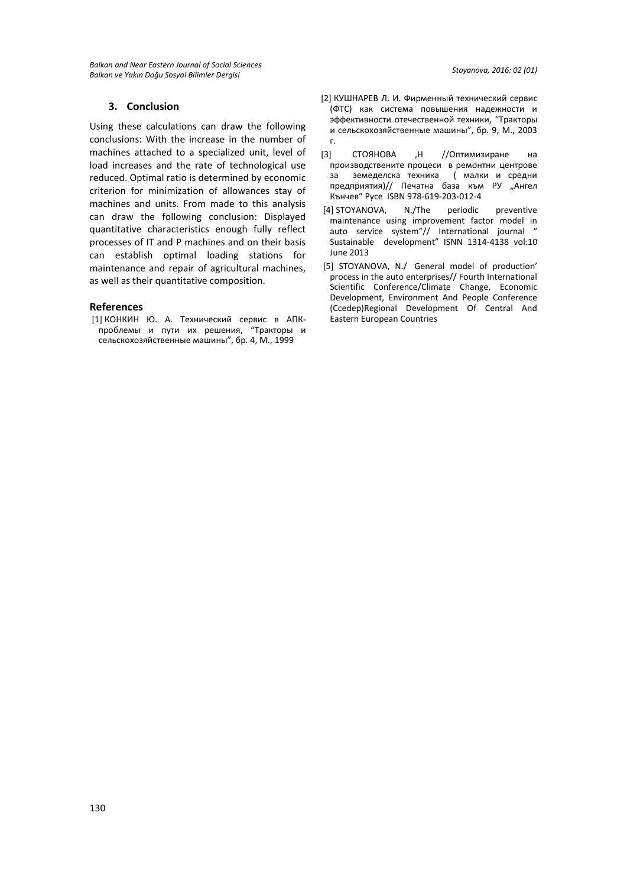## 3. Conclusion

Using these calculations can draw the following conclusions: With the increase in the number of machines attached to a specialized unit, level of load increases and the rate of technological use reduced. Optimal ratio is determined by economic criterion for minimization of allowances stay of machines and units. From made to this analysis can draw the following conclusion: Displayed quantitative characteristics enough fully reflect processes of IT and P machines and on their basis can establish optimal loading stations for maintenance and repair of agricultural machines, as well as their quantitative composition.

### References

[1] КОНКИН Ю. А. Технический сервис в АПК-проблемы и пути их решения, "Тракторы и сельскохозяйственные машины", бр. 4, М., 1999

[2] КУШНАРЕВ Л. И. Фирменный технический сервис (ФТС) как система повышения надежности и эффективности отечественной техники, "Тракторы и сельскохозяйственные машины", бр. 9, М., 2003 г.

[3] СТОЯНОВА ,Н //Оптимизиране на производствените процеси в ремонтни центрове за земеделска техника ( малки и средни предприятия)// Печатна база към РУ „Ангел Кънчев" Русе ISBN 978-619-203-012-4

[4] STOYANOVA, N./The periodic preventive maintenance using improvement factor model in auto service system"// International journal " Sustainable development" ISNN 1314-4138 vol:10 June 2013

[5] STOYANOVA, N./ General model of production' process in the auto enterprises// Fourth International Scientific Conference/Climate Change, Economic Development, Environment And People Conference (Ccedep)Regional Development Of Central And Eastern European Countries